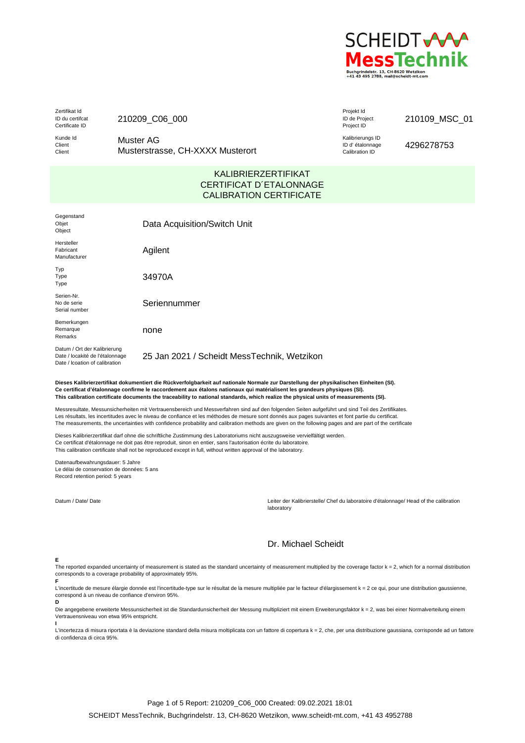SCHEIDT MessTechnik

Buchgrindelstr. 13, CH-8620 Wetzikon
+41 43 495 2788, mail@scheidt-mt.com

| Zertifikat Id<br>ID du certifcat<br>Certificate ID | 210209_C06_000 | Projekt Id<br>ID de Project<br>Project ID | 210109_MSC_01 |
|---|---|---|---|
| Kunde Id<br>Client<br>Client | Muster AG<br>Musterstrasse, CH-XXXX Musterort | Kalibrierungs ID<br>ID d' étalonnage<br>Calibration ID | 4296278753 |

# KALIBRIERZERTIFIKAT
# CERTIFICAT D´ETALONNAGE
# CALIBRATION CERTIFICATE

| | |
|---|---|
| Gegenstand<br>Objet<br>Object | Data Acquisition/Switch Unit |
| Hersteller<br>Fabricant<br>Manufacturer | Agilent |
| Typ<br>Type<br>Type | 34970A |
| Serien-Nr.<br>No de serie<br>Serial number | Seriennummer |
| Bemerkungen<br>Remarque<br>Remarks | none |
| Datum / Ort der Kalibrierung<br>Date / locakité de l'étalonnage<br>Date / lcoation of calibration | 25 Jan 2021 / Scheidt MessTechnik, Wetzikon |

**Dieses Kalibrierzertifikat dokumentiert die Rückverfolgbarkeit auf nationale Normale zur Darstellung der physikalischen Einheiten (SI).**
**Ce certificat d'étalonnage confirme le raccordement aux étalons nationaux qui matérialisent les grandeurs physiques (SI).**
**This calibration certificate documents the traceability to national standards, which realize the physical units of measurements (SI).**

Messresultate, Messunsicherheiten mit Vertrauensbereich und Messverfahren sind auf den folgenden Seiten aufgeführt und sind Teil des Zertifikates.
Les résultats, les incertitudes avec le niveau de confiance et les méthodes de mesure sont donnés aux pages suivantes et font partie du certificat.
The measurements, the uncertainties with confidence probability and calibration methods are given on the following pages and are part of the certificate

Dieses Kalibrierzertifikat darf ohne die schriftliche Zustimmung des Laboratoriums nicht auszugsweise vervielfältigt werden.
Ce certificat d'étalonnage ne doit pas être reproduit, sinon en entier, sans l'autorisation écrite du laboratoire.
This calibration certificate shall not be reproduced except in full, without written approval of the laboratory.

Datenaufbewahrungsdauer: 5 Jahre
Le délai de conservation de données: 5 ans
Record retention period: 5 years

Datum / Date/ Date

Leiter der Kalibrierstelle/ Chef du laboratoire d'étalonnage/ Head of the calibration laboratory

Dr. Michael Scheidt

**E**
The reported expanded uncertainty of measurement is stated as the standard uncertainty of measurement multiplied by the coverage factor k = 2, which for a normal distribution corresponds to a coverage probability of approximately 95%.

**F**
L'incertitude de mesure élargie donnée est l'incertitude-type sur le résultat de la mesure multipliée par le facteur d'élargissement k = 2 ce qui, pour une distribution gaussienne, correspond à un niveau de confiance d'environ 95%.

**D**
Die angegebene erweiterte Messunsicherheit ist die Standardunsicherheit der Messung multipliziert mit einem Erweiterungsfaktor k = 2, was bei einer Normalverteilung einem Vertrauensniveau von etwa 95% entspricht.

**I**
L'incertezza di misura riportata è la deviazione standard della misura moltiplicata con un fattore di copertura k = 2, che, per una distribuzione gaussiana, corrisponde ad un fattore di confidenza di circa 95%.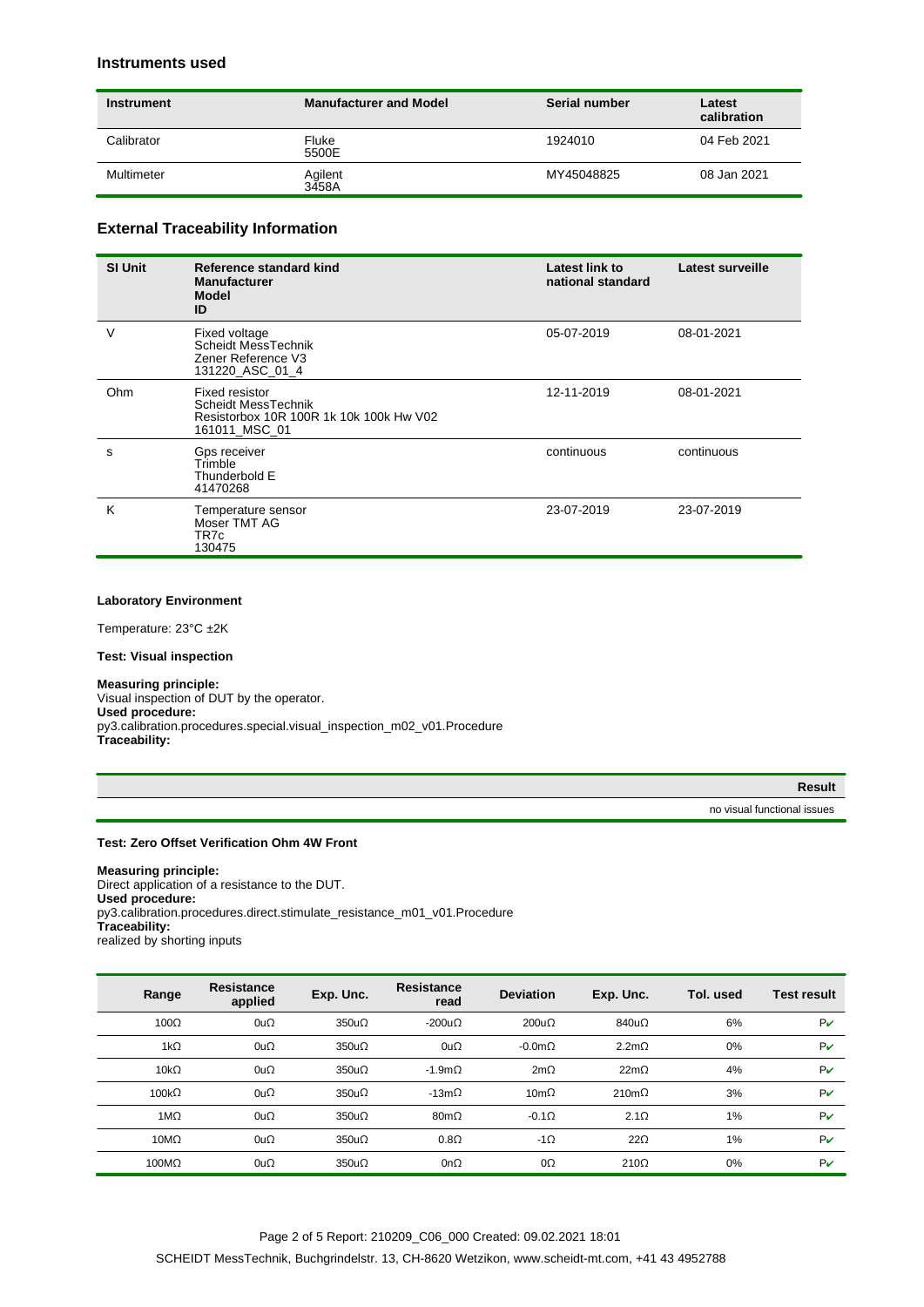## Instruments used

| Instrument | Manufacturer and Model | Serial number | Latest calibration |
|---|---|---|---|
| Calibrator | Fluke 5500E | 1924010 | 04 Feb 2021 |
| Multimeter | Agilent 3458A | MY45048825 | 08 Jan 2021 |

## External Traceability Information

| SI Unit | Reference standard kind<br>Manufacturer<br>Model<br>ID | Latest link to national standard | Latest surveille |
|---|---|---|---|
| V | Fixed voltage<br>Scheidt MessTechnik<br>Zener Reference V3<br>131220_ASC_01_4 | 05-07-2019 | 08-01-2021 |
| Ohm | Fixed resistor<br>Scheidt MessTechnik<br>Resistorbox 10R 100R 1k 10k 100k Hw V02<br>161011_MSC_01 | 12-11-2019 | 08-01-2021 |
| s | Gps receiver<br>Trimble<br>Thunderbold E<br>41470268 | continuous | continuous |
| K | Temperature sensor<br>Moser TMT AG<br>TR7c<br>130475 | 23-07-2019 | 23-07-2019 |

**Laboratory Environment**

Temperature: 23°C ±2K

**Test: Visual inspection**

**Measuring principle:**
Visual inspection of DUT by the operator.
**Used procedure:**
py3.calibration.procedures.special.visual_inspection_m02_v01.Procedure
**Traceability:**

| Result |
|---|
| no visual functional issues |

**Test: Zero Offset Verification Ohm 4W Front**

**Measuring principle:**
Direct application of a resistance to the DUT.
**Used procedure:**
py3.calibration.procedures.direct.stimulate_resistance_m01_v01.Procedure
**Traceability:**
realized by shorting inputs

| Range | Resistance applied | Exp. Unc. | Resistance read | Deviation | Exp. Unc. | Tol. used | Test result |
|---|---|---|---|---|---|---|---|
| 100Ω | 0uΩ | 350uΩ | -200uΩ | 200uΩ | 840uΩ | 6% | P✓ |
| 1kΩ | 0uΩ | 350uΩ | 0uΩ | -0.0mΩ | 2.2mΩ | 0% | P✓ |
| 10kΩ | 0uΩ | 350uΩ | -1.9mΩ | 2mΩ | 22mΩ | 4% | P✓ |
| 100kΩ | 0uΩ | 350uΩ | -13mΩ | 10mΩ | 210mΩ | 3% | P✓ |
| 1MΩ | 0uΩ | 350uΩ | 80mΩ | -0.1Ω | 2.1Ω | 1% | P✓ |
| 10MΩ | 0uΩ | 350uΩ | 0.8Ω | -1Ω | 22Ω | 1% | P✓ |
| 100MΩ | 0uΩ | 350uΩ | 0nΩ | 0Ω | 210Ω | 0% | P✓ |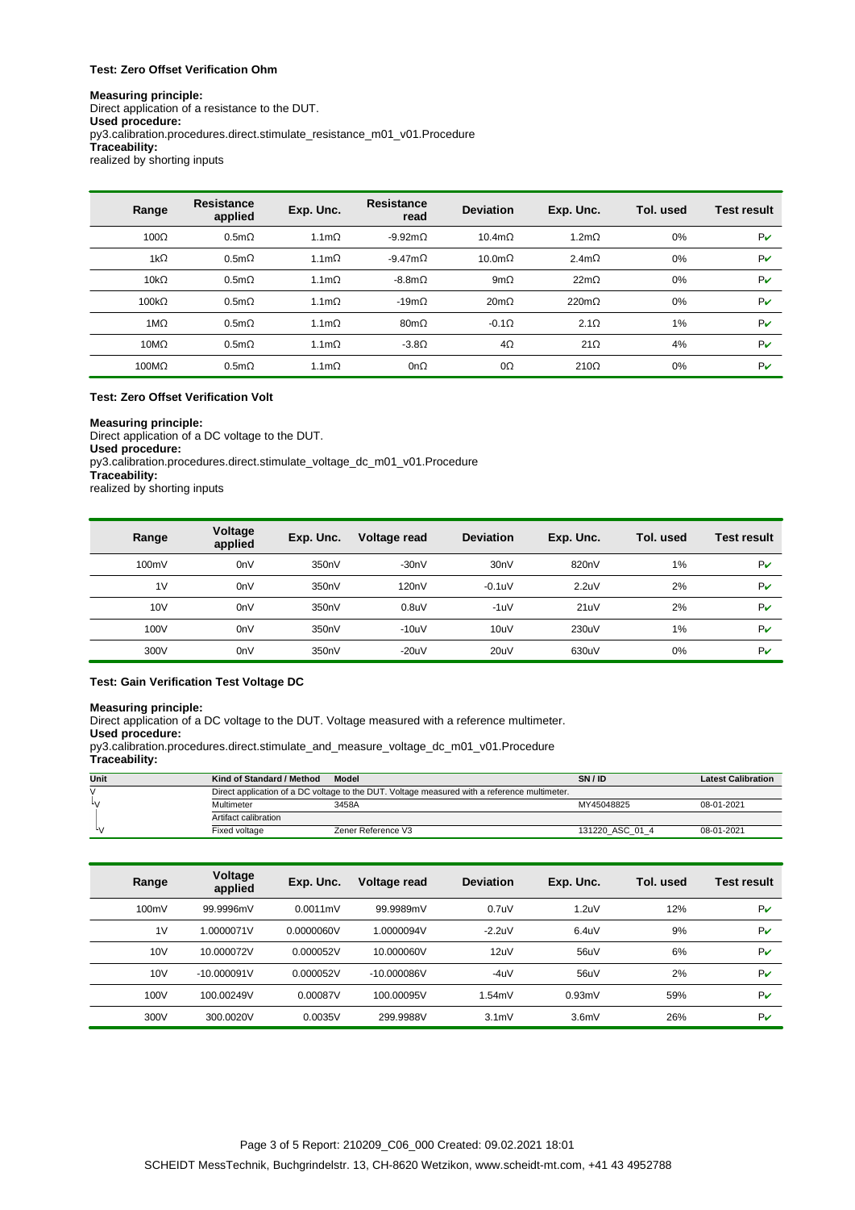**Test: Zero Offset Verification Ohm**

**Measuring principle:**
Direct application of a resistance to the DUT.
**Used procedure:**
py3.calibration.procedures.direct.stimulate_resistance_m01_v01.Procedure
**Traceability:**
realized by shorting inputs

| Range | Resistance applied | Exp. Unc. | Resistance read | Deviation | Exp. Unc. | Tol. used | Test result |
|---|---|---|---|---|---|---|---|
| 100Ω | 0.5mΩ | 1.1mΩ | -9.92mΩ | 10.4mΩ | 1.2mΩ | 0% | P✔ |
| 1kΩ | 0.5mΩ | 1.1mΩ | -9.47mΩ | 10.0mΩ | 2.4mΩ | 0% | P✔ |
| 10kΩ | 0.5mΩ | 1.1mΩ | -8.8mΩ | 9mΩ | 22mΩ | 0% | P✔ |
| 100kΩ | 0.5mΩ | 1.1mΩ | -19mΩ | 20mΩ | 220mΩ | 0% | P✔ |
| 1MΩ | 0.5mΩ | 1.1mΩ | 80mΩ | -0.1Ω | 2.1Ω | 1% | P✔ |
| 10MΩ | 0.5mΩ | 1.1mΩ | -3.8Ω | 4Ω | 21Ω | 4% | P✔ |
| 100MΩ | 0.5mΩ | 1.1mΩ | 0nΩ | 0Ω | 210Ω | 0% | P✔ |

**Test: Zero Offset Verification Volt**

**Measuring principle:**
Direct application of a DC voltage to the DUT.
**Used procedure:**
py3.calibration.procedures.direct.stimulate_voltage_dc_m01_v01.Procedure
**Traceability:**
realized by shorting inputs

| Range | Voltage applied | Exp. Unc. | Voltage read | Deviation | Exp. Unc. | Tol. used | Test result |
|---|---|---|---|---|---|---|---|
| 100mV | 0nV | 350nV | -30nV | 30nV | 820nV | 1% | P✔ |
| 1V | 0nV | 350nV | 120nV | -0.1uV | 2.2uV | 2% | P✔ |
| 10V | 0nV | 350nV | 0.8uV | -1uV | 21uV | 2% | P✔ |
| 100V | 0nV | 350nV | -10uV | 10uV | 230uV | 1% | P✔ |
| 300V | 0nV | 350nV | -20uV | 20uV | 630uV | 0% | P✔ |

**Test: Gain Verification Test Voltage DC**

**Measuring principle:**
Direct application of a DC voltage to the DUT. Voltage measured with a reference multimeter.
**Used procedure:**
py3.calibration.procedures.direct.stimulate_and_measure_voltage_dc_m01_v01.Procedure
**Traceability:**

| Unit | Kind of Standard / Method | Model | SN / ID | Latest Calibration |
|---|---|---|---|---|
| V | Direct application of a DC voltage to the DUT. Voltage measured with a reference multimeter. | | | |
| └V | Multimeter | 3458A | MY45048825 | 08-01-2021 |
| | Artifact calibration | | | |
| └V | Fixed voltage | Zener Reference V3 | 131220_ASC_01_4 | 08-01-2021 |

| Range | Voltage applied | Exp. Unc. | Voltage read | Deviation | Exp. Unc. | Tol. used | Test result |
|---|---|---|---|---|---|---|---|
| 100mV | 99.9996mV | 0.0011mV | 99.9989mV | 0.7uV | 1.2uV | 12% | P✔ |
| 1V | 1.0000071V | 0.0000060V | 1.0000094V | -2.2uV | 6.4uV | 9% | P✔ |
| 10V | 10.000072V | 0.000052V | 10.000060V | 12uV | 56uV | 6% | P✔ |
| 10V | -10.000091V | 0.000052V | -10.000086V | -4uV | 56uV | 2% | P✔ |
| 100V | 100.00249V | 0.00087V | 100.00095V | 1.54mV | 0.93mV | 59% | P✔ |
| 300V | 300.0020V | 0.0035V | 299.9988V | 3.1mV | 3.6mV | 26% | P✔ |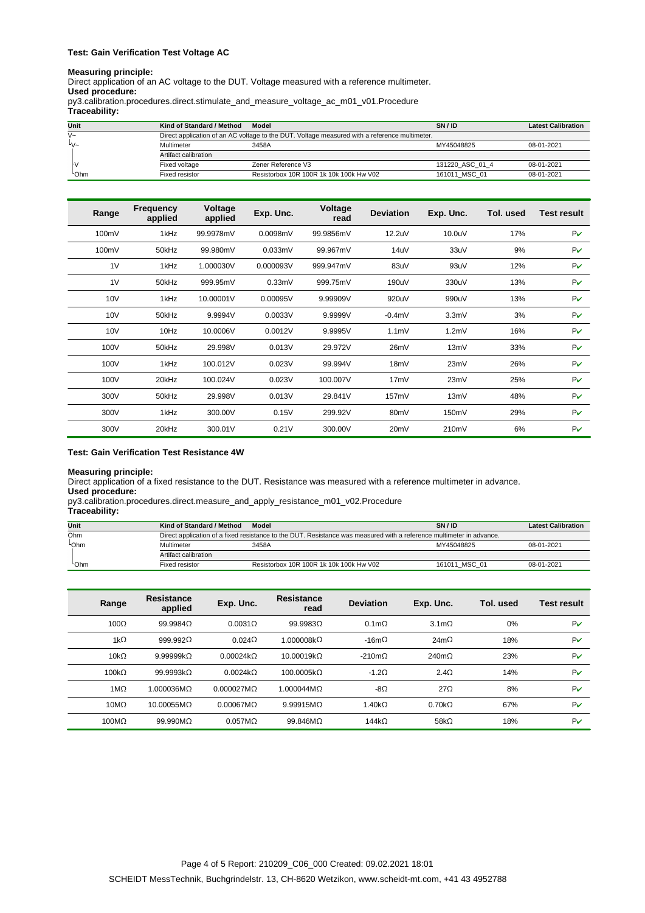**Test: Gain Verification Test Voltage AC**

**Measuring principle:**
Direct application of an AC voltage to the DUT. Voltage measured with a reference multimeter.
**Used procedure:**
py3.calibration.procedures.direct.stimulate_and_measure_voltage_ac_m01_v01.Procedure
**Traceability:**

| Unit | Kind of Standard / Method | Model | SN / ID | Latest Calibration |
|---|---|---|---|---|
| V~ | Direct application of an AC voltage to the DUT. Voltage measured with a reference multimeter. | | | |
| └V~ | Multimeter | 3458A | MY45048825 | 08-01-2021 |
| | Artifact calibration | | | |
| ├V | Fixed voltage | Zener Reference V3 | 131220_ASC_01_4 | 08-01-2021 |
| └Ohm | Fixed resistor | Resistorbox 10R 100R 1k 10k 100k Hw V02 | 161011_MSC_01 | 08-01-2021 |

| Range | Frequency applied | Voltage applied | Exp. Unc. | Voltage read | Deviation | Exp. Unc. | Tol. used | Test result |
|---|---|---|---|---|---|---|---|---|
| 100mV | 1kHz | 99.9978mV | 0.0098mV | 99.9856mV | 12.2uV | 10.0uV | 17% | P✔ |
| 100mV | 50kHz | 99.980mV | 0.033mV | 99.967mV | 14uV | 33uV | 9% | P✔ |
| 1V | 1kHz | 1.000030V | 0.000093V | 999.947mV | 83uV | 93uV | 12% | P✔ |
| 1V | 50kHz | 999.95mV | 0.33mV | 999.75mV | 190uV | 330uV | 13% | P✔ |
| 10V | 1kHz | 10.00001V | 0.00095V | 9.99909V | 920uV | 990uV | 13% | P✔ |
| 10V | 50kHz | 9.9994V | 0.0033V | 9.9999V | -0.4mV | 3.3mV | 3% | P✔ |
| 10V | 10Hz | 10.0006V | 0.0012V | 9.9995V | 1.1mV | 1.2mV | 16% | P✔ |
| 100V | 50kHz | 29.998V | 0.013V | 29.972V | 26mV | 13mV | 33% | P✔ |
| 100V | 1kHz | 100.012V | 0.023V | 99.994V | 18mV | 23mV | 26% | P✔ |
| 100V | 20kHz | 100.024V | 0.023V | 100.007V | 17mV | 23mV | 25% | P✔ |
| 300V | 50kHz | 29.998V | 0.013V | 29.841V | 157mV | 13mV | 48% | P✔ |
| 300V | 1kHz | 300.00V | 0.15V | 299.92V | 80mV | 150mV | 29% | P✔ |
| 300V | 20kHz | 300.01V | 0.21V | 300.00V | 20mV | 210mV | 6% | P✔ |

**Test: Gain Verification Test Resistance 4W**

**Measuring principle:**
Direct application of a fixed resistance to the DUT. Resistance was measured with a reference multimeter in advance.
**Used procedure:**
py3.calibration.procedures.direct.measure_and_apply_resistance_m01_v02.Procedure
**Traceability:**

| Unit | Kind of Standard / Method | Model | SN / ID | Latest Calibration |
|---|---|---|---|---|
| Ohm | Direct application of a fixed resistance to the DUT. Resistance was measured with a reference multimeter in advance. | | | |
| └Ohm | Multimeter | 3458A | MY45048825 | 08-01-2021 |
| | Artifact calibration | | | |
| └Ohm | Fixed resistor | Resistorbox 10R 100R 1k 10k 100k Hw V02 | 161011_MSC_01 | 08-01-2021 |

| Range | Resistance applied | Exp. Unc. | Resistance read | Deviation | Exp. Unc. | Tol. used | Test result |
|---|---|---|---|---|---|---|---|
| 100Ω | 99.9984Ω | 0.0031Ω | 99.9983Ω | 0.1mΩ | 3.1mΩ | 0% | P✔ |
| 1kΩ | 999.992Ω | 0.024Ω | 1.000008kΩ | -16mΩ | 24mΩ | 18% | P✔ |
| 10kΩ | 9.99999kΩ | 0.00024kΩ | 10.00019kΩ | -210mΩ | 240mΩ | 23% | P✔ |
| 100kΩ | 99.9993kΩ | 0.0024kΩ | 100.0005kΩ | -1.2Ω | 2.4Ω | 14% | P✔ |
| 1MΩ | 1.000036MΩ | 0.000027MΩ | 1.000044MΩ | -8Ω | 27Ω | 8% | P✔ |
| 10MΩ | 10.00055MΩ | 0.00067MΩ | 9.99915MΩ | 1.40kΩ | 0.70kΩ | 67% | P✔ |
| 100MΩ | 99.990MΩ | 0.057MΩ | 99.846MΩ | 144kΩ | 58kΩ | 18% | P✔ |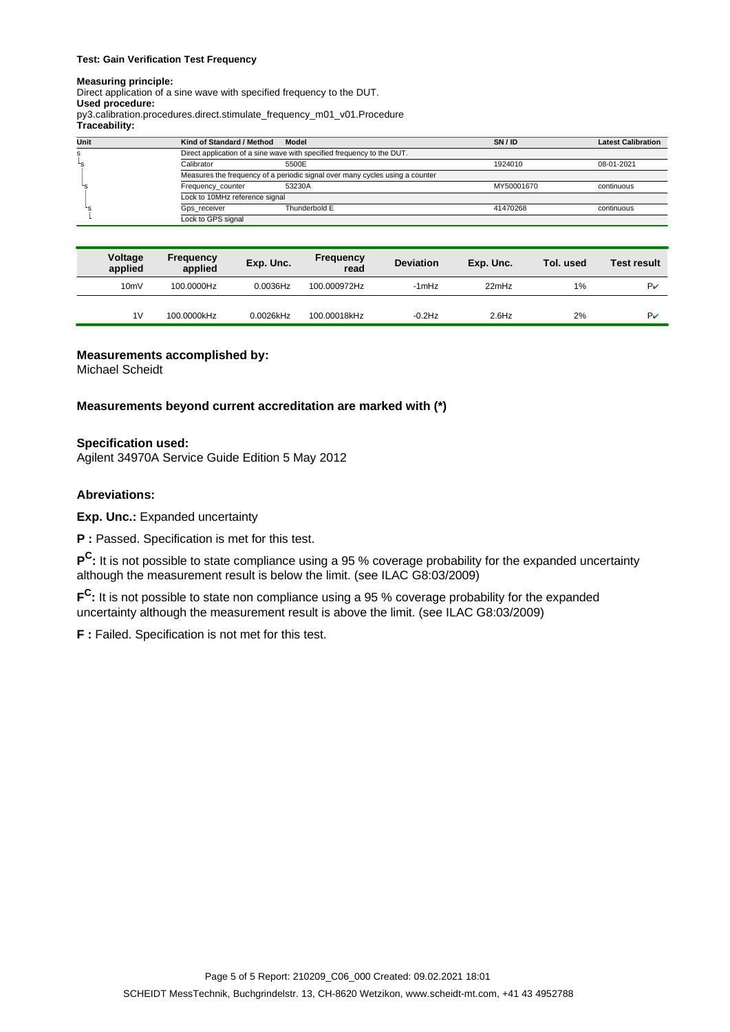**Test: Gain Verification Test Frequency**

**Measuring principle:**
Direct application of a sine wave with specified frequency to the DUT.
**Used procedure:**
py3.calibration.procedures.direct.stimulate_frequency_m01_v01.Procedure
**Traceability:**

| Unit | Kind of Standard / Method | Model | SN / ID | Latest Calibration |
|---|---|---|---|---|
| s | Direct application of a sine wave with specified frequency to the DUT. | | | |
| └s | Calibrator | 5500E | 1924010 | 08-01-2021 |
| │ | Measures the frequency of a periodic signal over many cycles using a counter | | | |
| └s | Frequency_counter | 53230A | MY50001670 | continuous |
| │ | Lock to 10MHz reference signal | | | |
| └s | Gps_receiver | Thunderbold E | 41470268 | continuous |
| └ | Lock to GPS signal | | | |

| Voltage applied | Frequency applied | Exp. Unc. | Frequency read | Deviation | Exp. Unc. | Tol. used | Test result |
|---|---|---|---|---|---|---|---|
| 10mV | 100.0000Hz | 0.0036Hz | 100.000972Hz | -1mHz | 22mHz | 1% | P✔ |
| 1V | 100.0000kHz | 0.0026kHz | 100.00018kHz | -0.2Hz | 2.6Hz | 2% | P✔ |

**Measurements accomplished by:**
Michael Scheidt

**Measurements beyond current accreditation are marked with (*)**

**Specification used:**
Agilent 34970A Service Guide Edition 5 May 2012

**Abreviations:**

**Exp. Unc.:** Expanded uncertainty

**P :** Passed. Specification is met for this test.

**P[C]:** It is not possible to state compliance using a 95 % coverage probability for the expanded uncertainty although the measurement result is below the limit. (see ILAC G8:03/2009)

**F[C]:** It is not possible to state non compliance using a 95 % coverage probability for the expanded uncertainty although the measurement result is above the limit. (see ILAC G8:03/2009)

**F :** Failed. Specification is not met for this test.

Report: 210209_C06_000 Created: 09.02.2021 18:01

SCHEIDT MessTechnik, Buchgrindelstr. 13, CH-8620 Wetzikon, www.scheidt-mt.com, +41 43 4952788